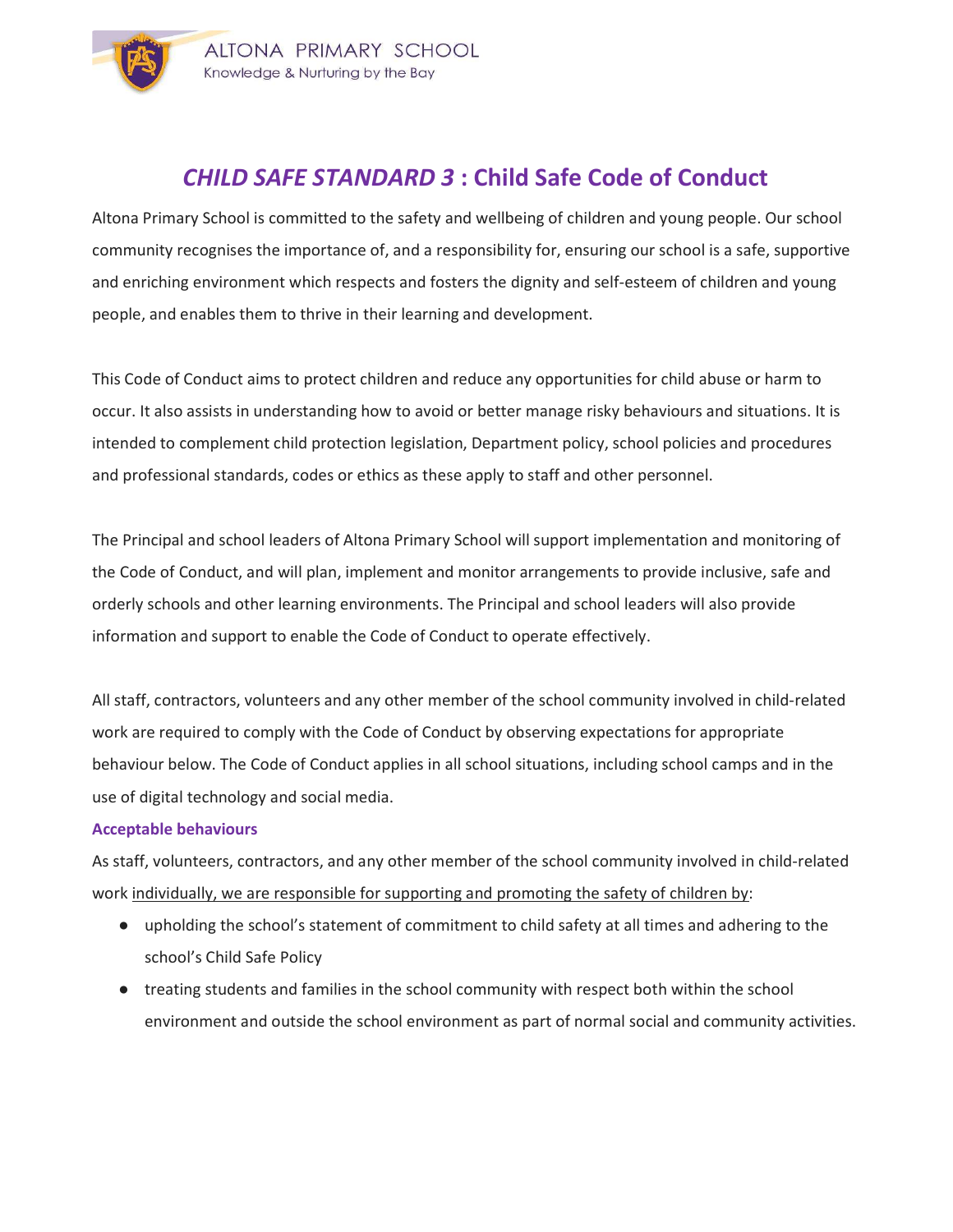# *CHILD SAFE STANDARD 3* : Child Safe Code of Conduct

Altona Primary School is committed to the safety and wellbeing of children and young people. Our school community recognises the importance of, and a responsibility for, ensuring our school is a safe, supportive and enriching environment which respects and fosters the dignity and self-esteem of children and young people, and enables them to thrive in their learning and development.

This Code of Conduct aims to protect children and reduce any opportunities for child abuse or harm to occur. It also assists in understanding how to avoid or better manage risky behaviours and situations. It is intended to complement child protection legislation, Department policy, school policies and procedures and professional standards, codes or ethics as these apply to staff and other personnel.

The Principal and school leaders of Altona Primary School will support implementation and monitoring of the Code of Conduct, and will plan, implement and monitor arrangements to provide inclusive, safe and orderly schools and other learning environments. The Principal and school leaders will also provide information and support to enable the Code of Conduct to operate effectively.

All staff, contractors, volunteers and any other member of the school community involved in child-related work are required to comply with the Code of Conduct by observing expectations for appropriate behaviour below. The Code of Conduct applies in all school situations, including school camps and in the use of digital technology and social media.

### Acceptable behaviours

As staff, volunteers, contractors, and any other member of the school community involved in child-related work individually, we are responsible for supporting and promoting the safety of children by:

- upholding the school's statement of commitment to child safety at all times and adhering to the school's Child Safe Policy
- treating students and families in the school community with respect both within the school environment and outside the school environment as part of normal social and community activities.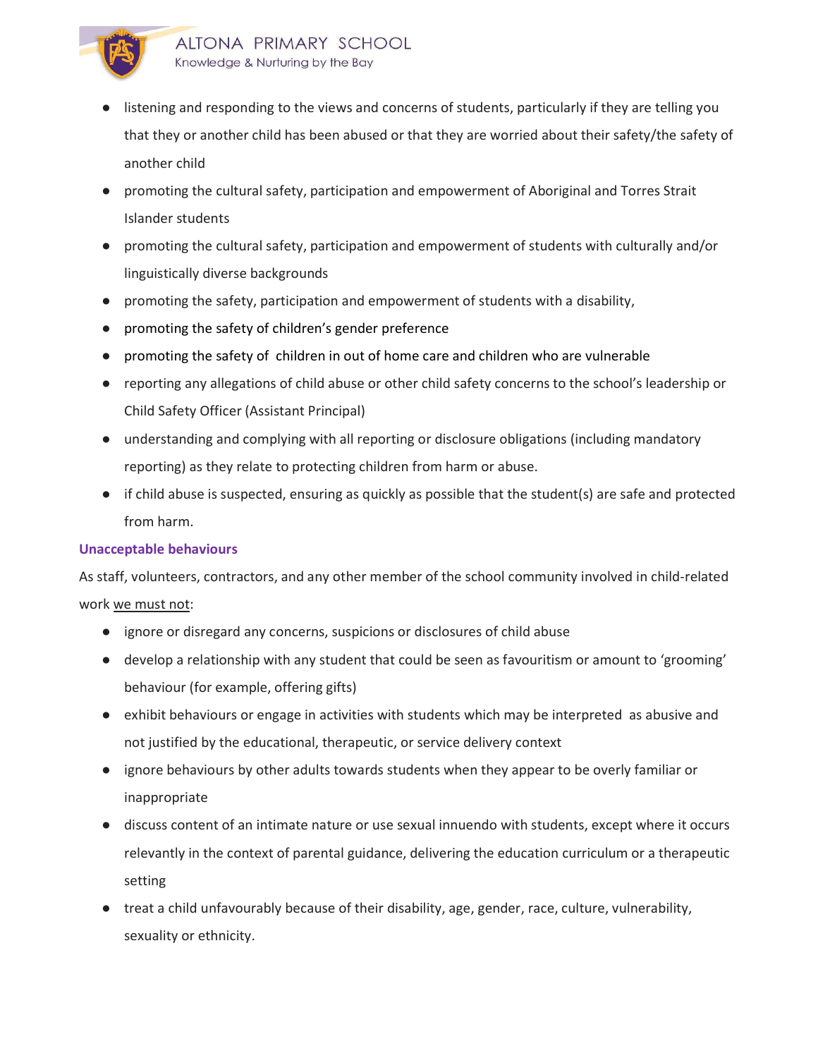- listening and responding to the views and concerns of students, particularly if they are telling you that they or another child has been abused or that they are worried about their safety/the safety of another child
- promoting the cultural safety, participation and empowerment of Aboriginal and Torres Strait Islander students
- promoting the cultural safety, participation and empowerment of students with culturally and/or linguistically diverse backgrounds
- promoting the safety, participation and empowerment of students with a disability,
- promoting the safety of children's gender preference
- promoting the safety of children in out of home care and children who are vulnerable
- reporting any allegations of child abuse or other child safety concerns to the school's leadership or Child Safety Officer (Assistant Principal)
- understanding and complying with all reporting or disclosure obligations (including mandatory reporting) as they relate to protecting children from harm or abuse.
- if child abuse is suspected, ensuring as quickly as possible that the student(s) are safe and protected from harm.

### Unacceptable behaviours

As staff, volunteers, contractors, and any other member of the school community involved in child-related work <u>we must not</u>:

- ignore or disregard any concerns, suspicions or disclosures of child abuse
- develop a relationship with any student that could be seen as favouritism or amount to 'grooming' behaviour (for example, offering gifts)
- exhibit behaviours or engage in activities with students which may be interpreted as abusive and not justified by the educational, therapeutic, or service delivery context
- ignore behaviours by other adults towards students when they appear to be overly familiar or inappropriate
- discuss content of an intimate nature or use sexual innuendo with students, except where it occurs relevantly in the context of parental guidance, delivering the education curriculum or a therapeutic setting
- treat a child unfavourably because of their disability, age, gender, race, culture, vulnerability, sexuality or ethnicity.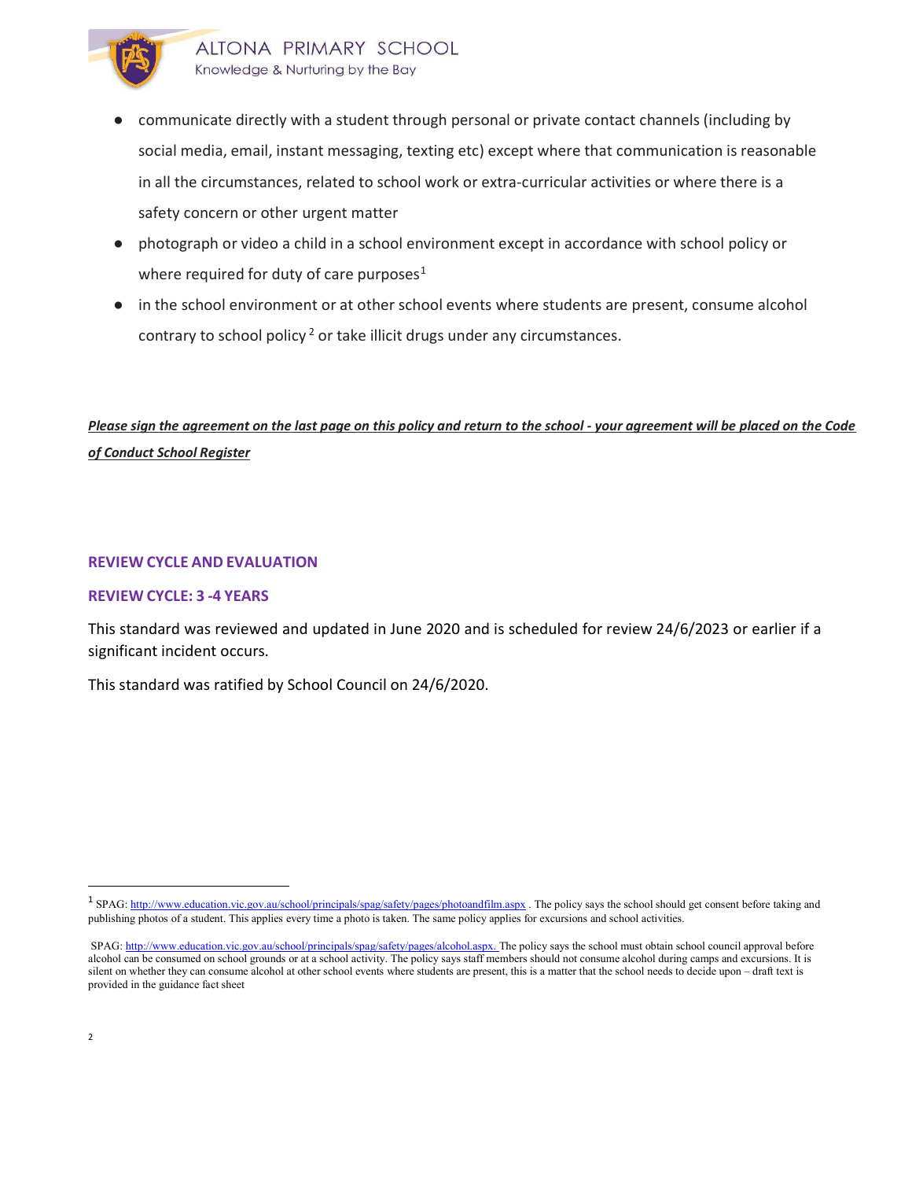- communicate directly with a student through personal or private contact channels (including by social media, email, instant messaging, texting etc) except where that communication is reasonable in all the circumstances, related to school work or extra-curricular activities or where there is a safety concern or other urgent matter
- photograph or video a child in a school environment except in accordance with school policy or where required for duty of care purposes[1]
- in the school environment or at other school events where students are present, consume alcohol contrary to school policy[2] or take illicit drugs under any circumstances.

***Please sign the agreement on the last page on this policy and return to the school - your agreement will be placed on the Code of Conduct School Register***

## REVIEW CYCLE AND EVALUATION

### REVIEW CYCLE: 3 -4 YEARS

This standard was reviewed and updated in June 2020 and is scheduled for review 24/6/2023 or earlier if a significant incident occurs.

This standard was ratified by School Council on 24/6/2020.

---

[1] SPAG: http://www.education.vic.gov.au/school/principals/spag/safety/pages/photoandfilm.aspx . The policy says the school should get consent before taking and publishing photos of a student. This applies every time a photo is taken. The same policy applies for excursions and school activities.

[2] SPAG: http://www.education.vic.gov.au/school/principals/spag/safety/pages/alcohol.aspx. The policy says the school must obtain school council approval before alcohol can be consumed on school grounds or at a school activity. The policy says staff members should not consume alcohol during camps and excursions. It is silent on whether they can consume alcohol at other school events where students are present, this is a matter that the school needs to decide upon – draft text is provided in the guidance fact sheet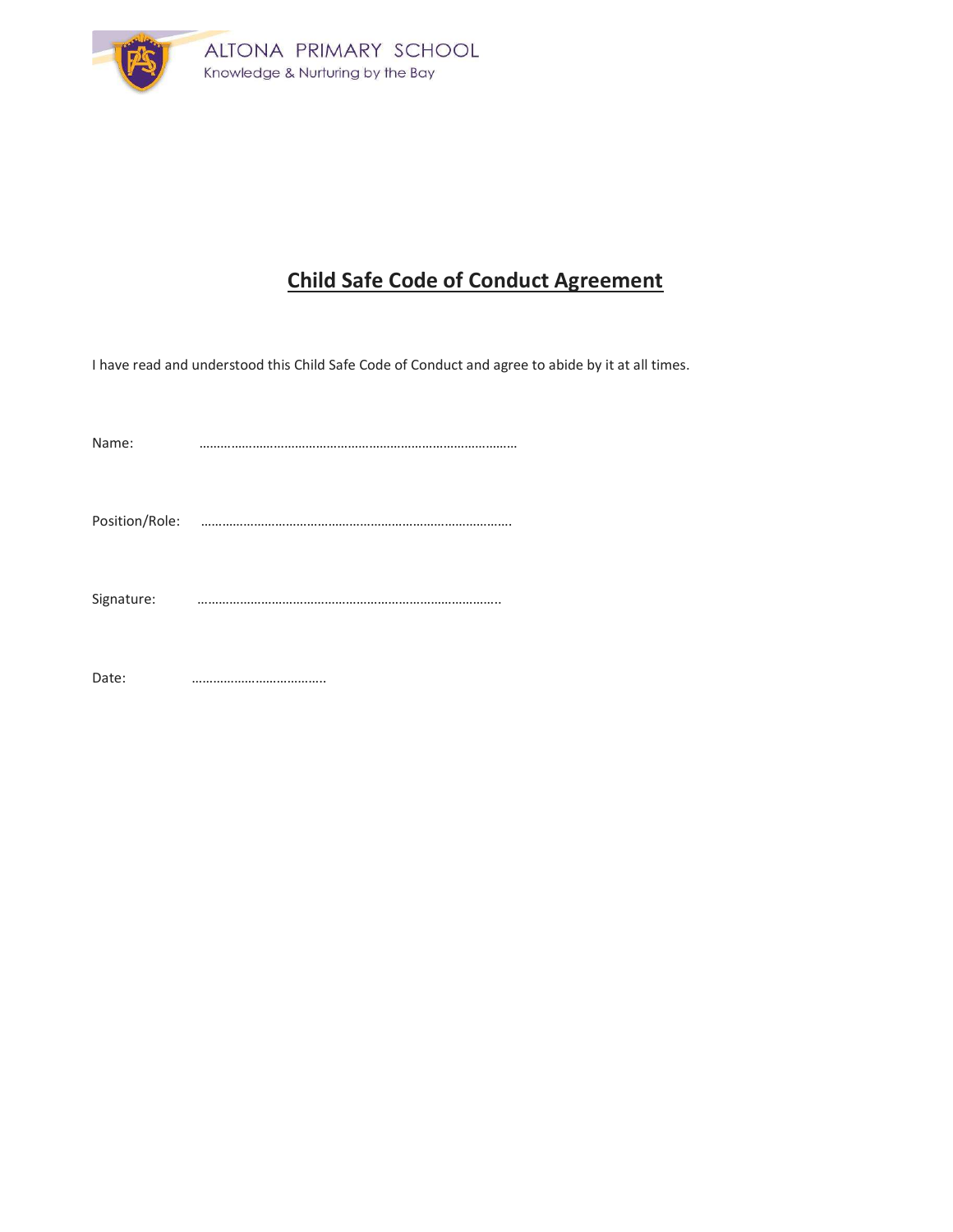ALTONA PRIMARY SCHOOL
Knowledge & Nurturing by the Bay

# Child Safe Code of Conduct Agreement

I have read and understood this Child Safe Code of Conduct and agree to abide by it at all times.

Name: ……………………………………………………………………………

Position/Role: …………………………………………………………………………….

Signature: …………………………………………………………………………..

Date: ………………………………..